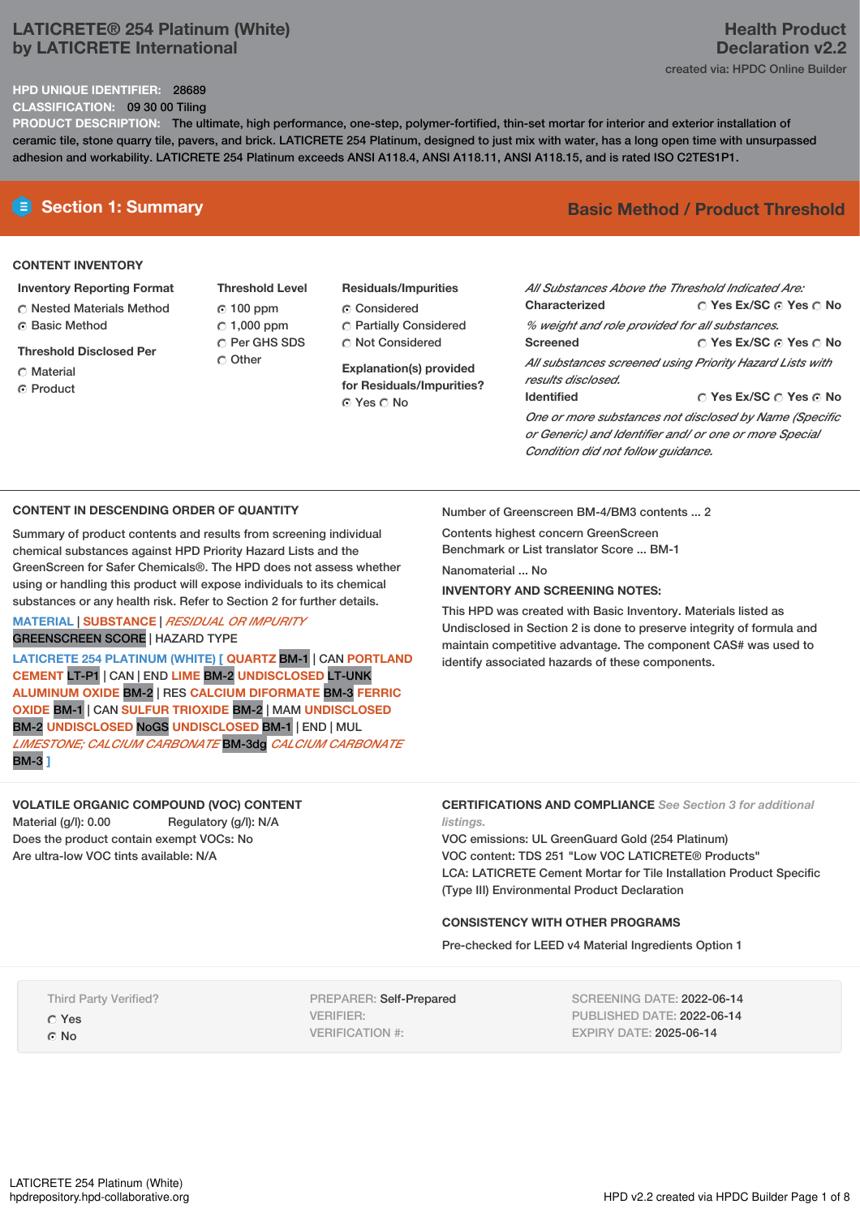# LATICRETE® 254 Platinum (White)
## by LATICRETE International

**Health Product Declaration v2.2**

created via: HPDC Online Builder

**HPD UNIQUE IDENTIFIER:** 28689

**CLASSIFICATION:** 09 30 00 Tiling

**PRODUCT DESCRIPTION:** The ultimate, high performance, one-step, polymer-fortified, thin-set mortar for interior and exterior installation of ceramic tile, stone quarry tile, pavers, and brick. LATICRETE 254 Platinum, designed to just mix with water, has a long open time with unsurpassed adhesion and workability. LATICRETE 254 Platinum exceeds ANSI A118.4, ANSI A118.11, ANSI A118.15, and is rated ISO C2TES1P1.

## Section 1: Summary

**Basic Method / Product Threshold**

### CONTENT INVENTORY

**Inventory Reporting Format**
- ○ Nested Materials Method
- ◉ Basic Method

**Threshold Disclosed Per**
- ○ Material
- ◉ Product

**Threshold Level**
- ◉ 100 ppm
- ○ 1,000 ppm
- ○ Per GHS SDS
- ○ Other

**Residuals/Impurities**
- ◉ Considered
- ○ Partially Considered
- ○ Not Considered

**Explanation(s) provided for Residuals/Impurities?**
◉ Yes ○ No

*All Substances Above the Threshold Indicated Are:*

**Characterized** ○ Yes Ex/SC ◉ Yes ○ No
*% weight and role provided for all substances.*

**Screened** ○ Yes Ex/SC ◉ Yes ○ No
*All substances screened using Priority Hazard Lists with results disclosed.*

**Identified** ○ Yes Ex/SC ○ Yes ◉ No
*One or more substances not disclosed by Name (Specific or Generic) and Identifier and/ or one or more Special Condition did not follow guidance.*

### CONTENT IN DESCENDING ORDER OF QUANTITY

Summary of product contents and results from screening individual chemical substances against HPD Priority Hazard Lists and the GreenScreen for Safer Chemicals®. The HPD does not assess whether using or handling this product will expose individuals to its chemical substances or any health risk. Refer to Section 2 for further details.

MATERIAL | SUBSTANCE | *RESIDUAL OR IMPURITY*
GREENSCREEN SCORE | HAZARD TYPE

LATICRETE 254 PLATINUM (WHITE) [ QUARTZ BM-1 | CAN PORTLAND CEMENT LT-P1 | CAN | END LIME BM-2 UNDISCLOSED LT-UNK ALUMINUM OXIDE BM-2 | RES CALCIUM DIFORMATE BM-3 FERRIC OXIDE BM-1 | CAN SULFUR TRIOXIDE BM-2 | MAM UNDISCLOSED BM-2 UNDISCLOSED NoGS UNDISCLOSED BM-1 | END | MUL *LIMESTONE; CALCIUM CARBONATE* BM-3dg *CALCIUM CARBONATE* BM-3 ]

Number of Greenscreen BM-4/BM3 contents ... 2

Contents highest concern GreenScreen Benchmark or List translator Score ... BM-1

Nanomaterial ... No

**INVENTORY AND SCREENING NOTES:**

This HPD was created with Basic Inventory. Materials listed as Undisclosed in Section 2 is done to preserve integrity of formula and maintain competitive advantage. The component CAS# was used to identify associated hazards of these components.

### VOLATILE ORGANIC COMPOUND (VOC) CONTENT

Material (g/l): 0.00  Regulatory (g/l): N/A

Does the product contain exempt VOCs: No

Are ultra-low VOC tints available: N/A

### CERTIFICATIONS AND COMPLIANCE *See Section 3 for additional listings.*

VOC emissions: UL GreenGuard Gold (254 Platinum)

VOC content: TDS 251 "Low VOC LATICRETE® Products"

LCA: LATICRETE Cement Mortar for Tile Installation Product Specific (Type III) Environmental Product Declaration

### CONSISTENCY WITH OTHER PROGRAMS

Pre-checked for LEED v4 Material Ingredients Option 1

Third Party Verified?
- ○ Yes
- ◉ No

PREPARER: Self-Prepared
VERIFIER:
VERIFICATION #:

SCREENING DATE: 2022-06-14
PUBLISHED DATE: 2022-06-14
EXPIRY DATE: 2025-06-14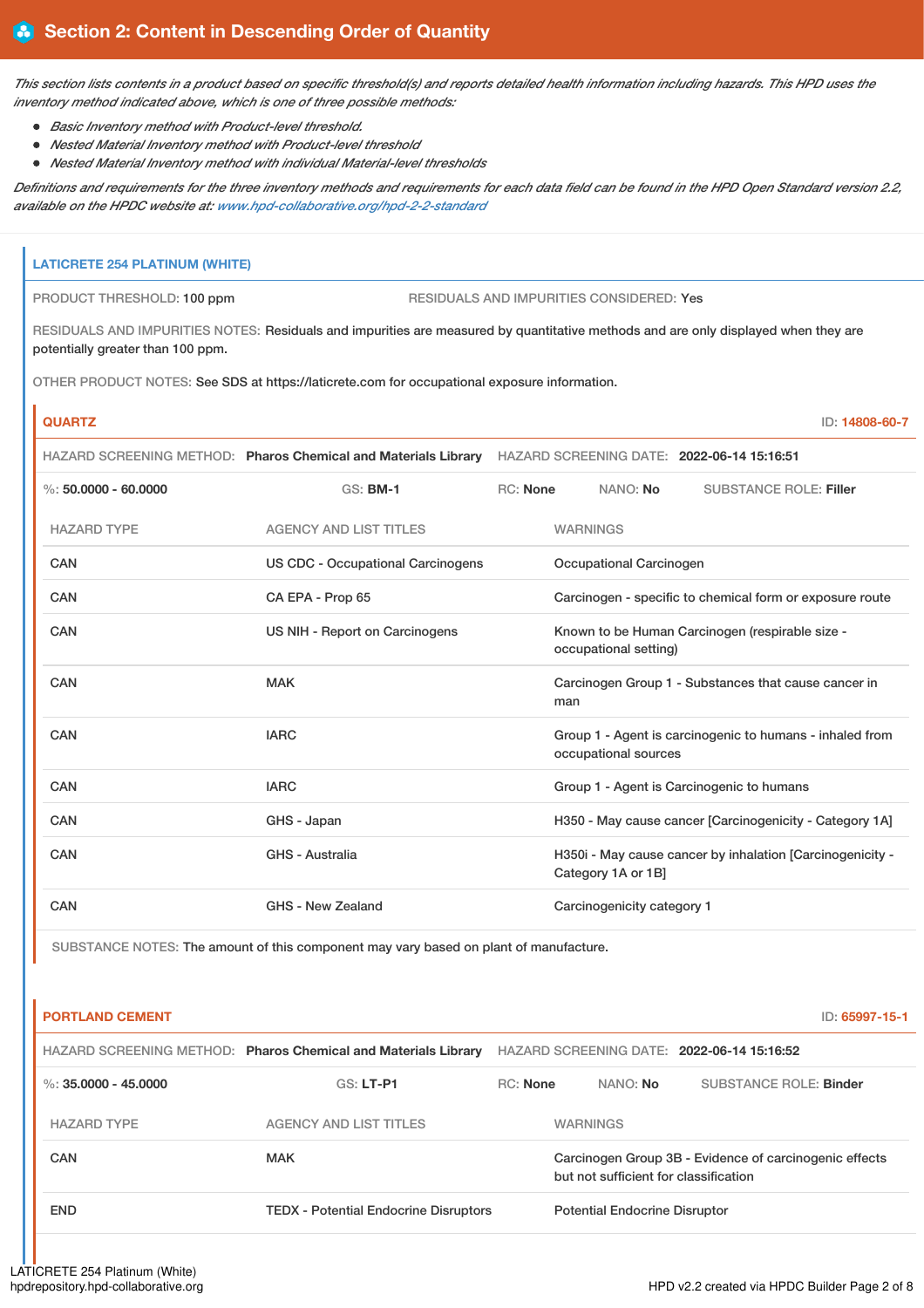## Section 2: Content in Descending Order of Quantity

*This section lists contents in a product based on specific threshold(s) and reports detailed health information including hazards. This HPD uses the inventory method indicated above, which is one of three possible methods:*

- *Basic Inventory method with Product-level threshold.*
- *Nested Material Inventory method with Product-level threshold*
- *Nested Material Inventory method with individual Material-level thresholds*

*Definitions and requirements for the three inventory methods and requirements for each data field can be found in the HPD Open Standard version 2.2, available on the HPDC website at: www.hpd-collaborative.org/hpd-2-2-standard*

### LATICRETE 254 PLATINUM (WHITE)

PRODUCT THRESHOLD: 100 ppm

RESIDUALS AND IMPURITIES CONSIDERED: Yes

RESIDUALS AND IMPURITIES NOTES: Residuals and impurities are measured by quantitative methods and are only displayed when they are potentially greater than 100 ppm.

OTHER PRODUCT NOTES: See SDS at https://laticrete.com for occupational exposure information.

#### QUARTZ

ID: 14808-60-7

HAZARD SCREENING METHOD: **Pharos Chemical and Materials Library** HAZARD SCREENING DATE: **2022-06-14 15:16:51**

%: **50.0000 - 60.0000** GS: **BM-1** RC: **None** NANO: **No** SUBSTANCE ROLE: **Filler**

| HAZARD TYPE | AGENCY AND LIST TITLES | WARNINGS |
|---|---|---|
| CAN | US CDC - Occupational Carcinogens | Occupational Carcinogen |
| CAN | CA EPA - Prop 65 | Carcinogen - specific to chemical form or exposure route |
| CAN | US NIH - Report on Carcinogens | Known to be Human Carcinogen (respirable size - occupational setting) |
| CAN | MAK | Carcinogen Group 1 - Substances that cause cancer in man |
| CAN | IARC | Group 1 - Agent is carcinogenic to humans - inhaled from occupational sources |
| CAN | IARC | Group 1 - Agent is Carcinogenic to humans |
| CAN | GHS - Japan | H350 - May cause cancer [Carcinogenicity - Category 1A] |
| CAN | GHS - Australia | H350i - May cause cancer by inhalation [Carcinogenicity - Category 1A or 1B] |
| CAN | GHS - New Zealand | Carcinogenicity category 1 |

SUBSTANCE NOTES: The amount of this component may vary based on plant of manufacture.

#### PORTLAND CEMENT

ID: 65997-15-1

HAZARD SCREENING METHOD: **Pharos Chemical and Materials Library** HAZARD SCREENING DATE: **2022-06-14 15:16:52**

%: **35.0000 - 45.0000** GS: **LT-P1** RC: **None** NANO: **No** SUBSTANCE ROLE: **Binder**

| HAZARD TYPE | AGENCY AND LIST TITLES | WARNINGS |
|---|---|---|
| CAN | MAK | Carcinogen Group 3B - Evidence of carcinogenic effects but not sufficient for classification |
| END | TEDX - Potential Endocrine Disruptors | Potential Endocrine Disruptor |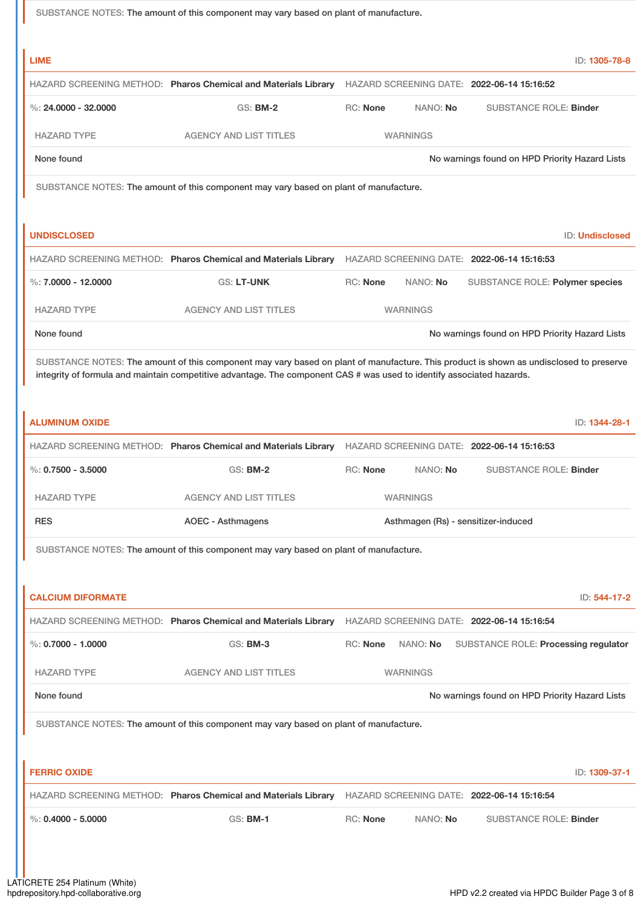SUBSTANCE NOTES: The amount of this component may vary based on plant of manufacture.

### LIME

ID: 1305-78-8

HAZARD SCREENING METHOD: **Pharos Chemical and Materials Library** HAZARD SCREENING DATE: **2022-06-14 15:16:52**

%: **24.0000 - 32.0000** GS: **BM-2** RC: **None** NANO: **No** SUBSTANCE ROLE: **Binder**

| HAZARD TYPE | AGENCY AND LIST TITLES | WARNINGS |
| --- | --- | --- |
| None found | | No warnings found on HPD Priority Hazard Lists |

SUBSTANCE NOTES: The amount of this component may vary based on plant of manufacture.

### UNDISCLOSED

ID: Undisclosed

HAZARD SCREENING METHOD: **Pharos Chemical and Materials Library** HAZARD SCREENING DATE: **2022-06-14 15:16:53**

%: **7.0000 - 12.0000** GS: **LT-UNK** RC: **None** NANO: **No** SUBSTANCE ROLE: **Polymer species**

| HAZARD TYPE | AGENCY AND LIST TITLES | WARNINGS |
| --- | --- | --- |
| None found | | No warnings found on HPD Priority Hazard Lists |

SUBSTANCE NOTES: The amount of this component may vary based on plant of manufacture. This product is shown as undisclosed to preserve integrity of formula and maintain competitive advantage. The component CAS # was used to identify associated hazards.

### ALUMINUM OXIDE

ID: 1344-28-1

HAZARD SCREENING METHOD: **Pharos Chemical and Materials Library** HAZARD SCREENING DATE: **2022-06-14 15:16:53**

%: **0.7500 - 3.5000** GS: **BM-2** RC: **None** NANO: **No** SUBSTANCE ROLE: **Binder**

| HAZARD TYPE | AGENCY AND LIST TITLES | WARNINGS |
| --- | --- | --- |
| RES | AOEC - Asthmagens | Asthmagen (Rs) - sensitizer-induced |

SUBSTANCE NOTES: The amount of this component may vary based on plant of manufacture.

### CALCIUM DIFORMATE

ID: 544-17-2

HAZARD SCREENING METHOD: **Pharos Chemical and Materials Library** HAZARD SCREENING DATE: **2022-06-14 15:16:54**

%: **0.7000 - 1.0000** GS: **BM-3** RC: **None** NANO: **No** SUBSTANCE ROLE: **Processing regulator**

| HAZARD TYPE | AGENCY AND LIST TITLES | WARNINGS |
| --- | --- | --- |
| None found | | No warnings found on HPD Priority Hazard Lists |

SUBSTANCE NOTES: The amount of this component may vary based on plant of manufacture.

### FERRIC OXIDE

ID: 1309-37-1

HAZARD SCREENING METHOD: **Pharos Chemical and Materials Library** HAZARD SCREENING DATE: **2022-06-14 15:16:54**

%: **0.4000 - 5.0000** GS: **BM-1** RC: **None** NANO: **No** SUBSTANCE ROLE: **Binder**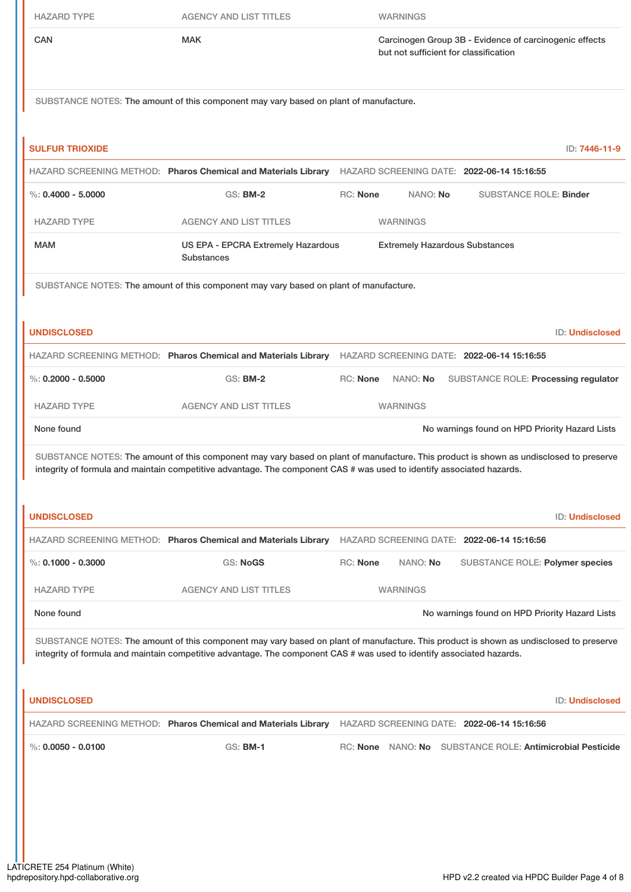| HAZARD TYPE | AGENCY AND LIST TITLES | WARNINGS |
| --- | --- | --- |
| CAN | MAK | Carcinogen Group 3B - Evidence of carcinogenic effects but not sufficient for classification |

SUBSTANCE NOTES: The amount of this component may vary based on plant of manufacture.

## SULFUR TRIOXIDE

ID: 7446-11-9

HAZARD SCREENING METHOD: **Pharos Chemical and Materials Library** HAZARD SCREENING DATE: **2022-06-14 15:16:55**

%: **0.4000 - 5.0000** GS: **BM-2** RC: **None** NANO: **No** SUBSTANCE ROLE: **Binder**

| HAZARD TYPE | AGENCY AND LIST TITLES | WARNINGS |
| --- | --- | --- |
| MAM | US EPA - EPCRA Extremely Hazardous Substances | Extremely Hazardous Substances |

SUBSTANCE NOTES: The amount of this component may vary based on plant of manufacture.

## UNDISCLOSED

ID: Undisclosed

HAZARD SCREENING METHOD: **Pharos Chemical and Materials Library** HAZARD SCREENING DATE: **2022-06-14 15:16:55**

%: **0.2000 - 0.5000** GS: **BM-2** RC: **None** NANO: **No** SUBSTANCE ROLE: **Processing regulator**

| HAZARD TYPE | AGENCY AND LIST TITLES | WARNINGS |
| --- | --- | --- |
| None found | | No warnings found on HPD Priority Hazard Lists |

SUBSTANCE NOTES: The amount of this component may vary based on plant of manufacture. This product is shown as undisclosed to preserve integrity of formula and maintain competitive advantage. The component CAS # was used to identify associated hazards.

## UNDISCLOSED

ID: Undisclosed

HAZARD SCREENING METHOD: **Pharos Chemical and Materials Library** HAZARD SCREENING DATE: **2022-06-14 15:16:56**

%: **0.1000 - 0.3000** GS: **NoGS** RC: **None** NANO: **No** SUBSTANCE ROLE: **Polymer species**

| HAZARD TYPE | AGENCY AND LIST TITLES | WARNINGS |
| --- | --- | --- |
| None found | | No warnings found on HPD Priority Hazard Lists |

SUBSTANCE NOTES: The amount of this component may vary based on plant of manufacture. This product is shown as undisclosed to preserve integrity of formula and maintain competitive advantage. The component CAS # was used to identify associated hazards.

## UNDISCLOSED

ID: Undisclosed

HAZARD SCREENING METHOD: **Pharos Chemical and Materials Library** HAZARD SCREENING DATE: **2022-06-14 15:16:56**

%: **0.0050 - 0.0100** GS: **BM-1** RC: **None** NANO: **No** SUBSTANCE ROLE: **Antimicrobial Pesticide**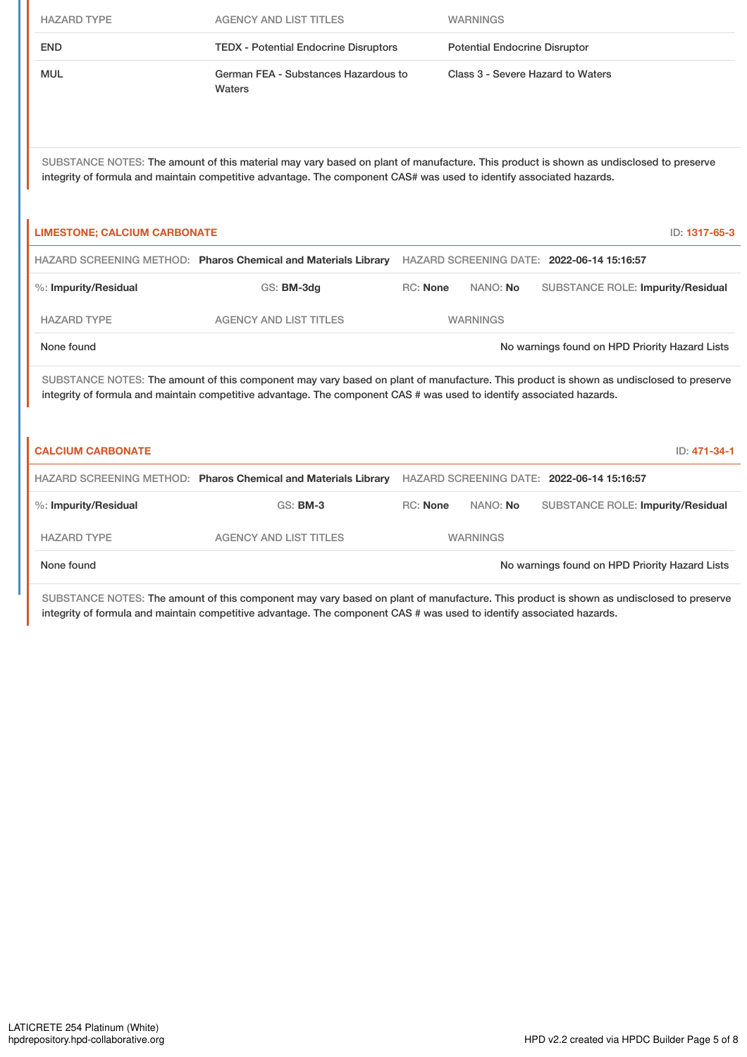| HAZARD TYPE | AGENCY AND LIST TITLES | WARNINGS |
| --- | --- | --- |
| END | TEDX - Potential Endocrine Disruptors | Potential Endocrine Disruptor |
| MUL | German FEA - Substances Hazardous to Waters | Class 3 - Severe Hazard to Waters |

SUBSTANCE NOTES: The amount of this material may vary based on plant of manufacture. This product is shown as undisclosed to preserve integrity of formula and maintain competitive advantage. The component CAS# was used to identify associated hazards.

## LIMESTONE; CALCIUM CARBONATE

ID: 1317-65-3

HAZARD SCREENING METHOD: **Pharos Chemical and Materials Library** HAZARD SCREENING DATE: **2022-06-14 15:16:57**

%: **Impurity/Residual** GS: **BM-3dg** RC: **None** NANO: **No** SUBSTANCE ROLE: **Impurity/Residual**

| HAZARD TYPE | AGENCY AND LIST TITLES | WARNINGS |
| --- | --- | --- |
| None found | | No warnings found on HPD Priority Hazard Lists |

SUBSTANCE NOTES: The amount of this component may vary based on plant of manufacture. This product is shown as undisclosed to preserve integrity of formula and maintain competitive advantage. The component CAS # was used to identify associated hazards.

## CALCIUM CARBONATE

ID: 471-34-1

HAZARD SCREENING METHOD: **Pharos Chemical and Materials Library** HAZARD SCREENING DATE: **2022-06-14 15:16:57**

%: **Impurity/Residual** GS: **BM-3** RC: **None** NANO: **No** SUBSTANCE ROLE: **Impurity/Residual**

| HAZARD TYPE | AGENCY AND LIST TITLES | WARNINGS |
| --- | --- | --- |
| None found | | No warnings found on HPD Priority Hazard Lists |

SUBSTANCE NOTES: The amount of this component may vary based on plant of manufacture. This product is shown as undisclosed to preserve integrity of formula and maintain competitive advantage. The component CAS # was used to identify associated hazards.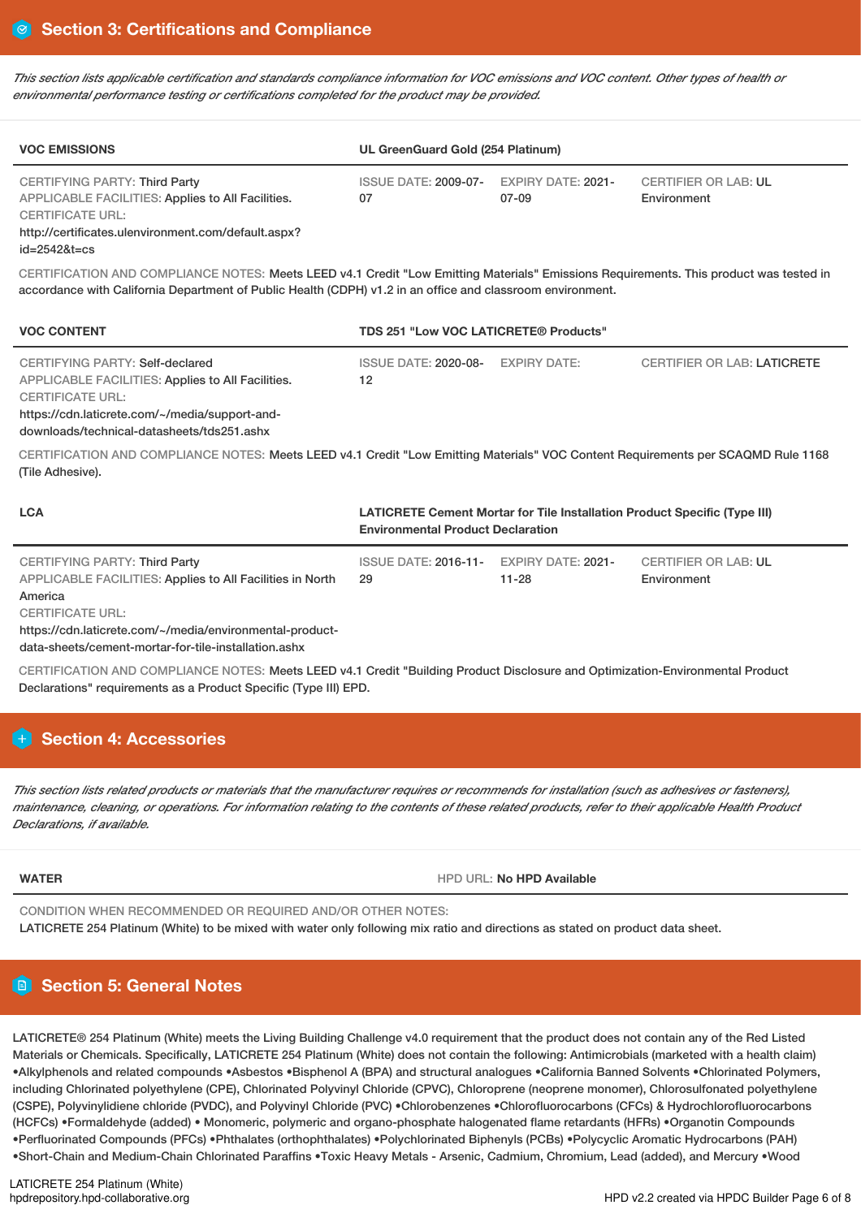## Section 3: Certifications and Compliance

*This section lists applicable certification and standards compliance information for VOC emissions and VOC content. Other types of health or environmental performance testing or certifications completed for the product may be provided.*

| VOC EMISSIONS | UL GreenGuard Gold (254 Platinum) | | |
|---|---|---|---|
| CERTIFYING PARTY: Third Party<br>APPLICABLE FACILITIES: Applies to All Facilities.<br>CERTIFICATE URL:<br>http://certificates.ulenvironment.com/default.aspx?id=2542&t=cs | ISSUE DATE: 2009-07-07 | EXPIRY DATE: 2021-07-09 | CERTIFIER OR LAB: UL Environment |

CERTIFICATION AND COMPLIANCE NOTES: Meets LEED v4.1 Credit "Low Emitting Materials" Emissions Requirements. This product was tested in accordance with California Department of Public Health (CDPH) v1.2 in an office and classroom environment.

| VOC CONTENT | TDS 251 "Low VOC LATICRETE® Products" | | |
|---|---|---|---|
| CERTIFYING PARTY: Self-declared<br>APPLICABLE FACILITIES: Applies to All Facilities.<br>CERTIFICATE URL:<br>https://cdn.laticrete.com/~/media/support-and-downloads/technical-datasheets/tds251.ashx | ISSUE DATE: 2020-08-12 | EXPIRY DATE: | CERTIFIER OR LAB: LATICRETE |

CERTIFICATION AND COMPLIANCE NOTES: Meets LEED v4.1 Credit "Low Emitting Materials" VOC Content Requirements per SCAQMD Rule 1168 (Tile Adhesive).

| LCA | LATICRETE Cement Mortar for Tile Installation Product Specific (Type III) Environmental Product Declaration | | |
|---|---|---|---|
| CERTIFYING PARTY: Third Party<br>APPLICABLE FACILITIES: Applies to All Facilities in North America<br>CERTIFICATE URL:<br>https://cdn.laticrete.com/~/media/environmental-product-data-sheets/cement-mortar-for-tile-installation.ashx | ISSUE DATE: 2016-11-29 | EXPIRY DATE: 2021-11-28 | CERTIFIER OR LAB: UL Environment |

CERTIFICATION AND COMPLIANCE NOTES: Meets LEED v4.1 Credit "Building Product Disclosure and Optimization-Environmental Product Declarations" requirements as a Product Specific (Type III) EPD.

## Section 4: Accessories

*This section lists related products or materials that the manufacturer requires or recommends for installation (such as adhesives or fasteners), maintenance, cleaning, or operations. For information relating to the contents of these related products, refer to their applicable Health Product Declarations, if available.*

| WATER | HPD URL: No HPD Available |
|---|---|

CONDITION WHEN RECOMMENDED OR REQUIRED AND/OR OTHER NOTES:
LATICRETE 254 Platinum (White) to be mixed with water only following mix ratio and directions as stated on product data sheet.

## Section 5: General Notes

LATICRETE® 254 Platinum (White) meets the Living Building Challenge v4.0 requirement that the product does not contain any of the Red Listed Materials or Chemicals. Specifically, LATICRETE 254 Platinum (White) does not contain the following: Antimicrobials (marketed with a health claim) •Alkylphenols and related compounds •Asbestos •Bisphenol A (BPA) and structural analogues •California Banned Solvents •Chlorinated Polymers, including Chlorinated polyethylene (CPE), Chlorinated Polyvinyl Chloride (CPVC), Chloroprene (neoprene monomer), Chlorosulfonated polyethylene (CSPE), Polyvinylidiene chloride (PVDC), and Polyvinyl Chloride (PVC) •Chlorobenzenes •Chlorofluorocarbons (CFCs) & Hydrochlorofluorocarbons (HCFCs) •Formaldehyde (added) • Monomeric, polymeric and organo-phosphate halogenated flame retardants (HFRs) •Organotin Compounds •Perfluorinated Compounds (PFCs) •Phthalates (orthophthalates) •Polychlorinated Biphenyls (PCBs) •Polycyclic Aromatic Hydrocarbons (PAH) •Short-Chain and Medium-Chain Chlorinated Paraffins •Toxic Heavy Metals - Arsenic, Cadmium, Chromium, Lead (added), and Mercury •Wood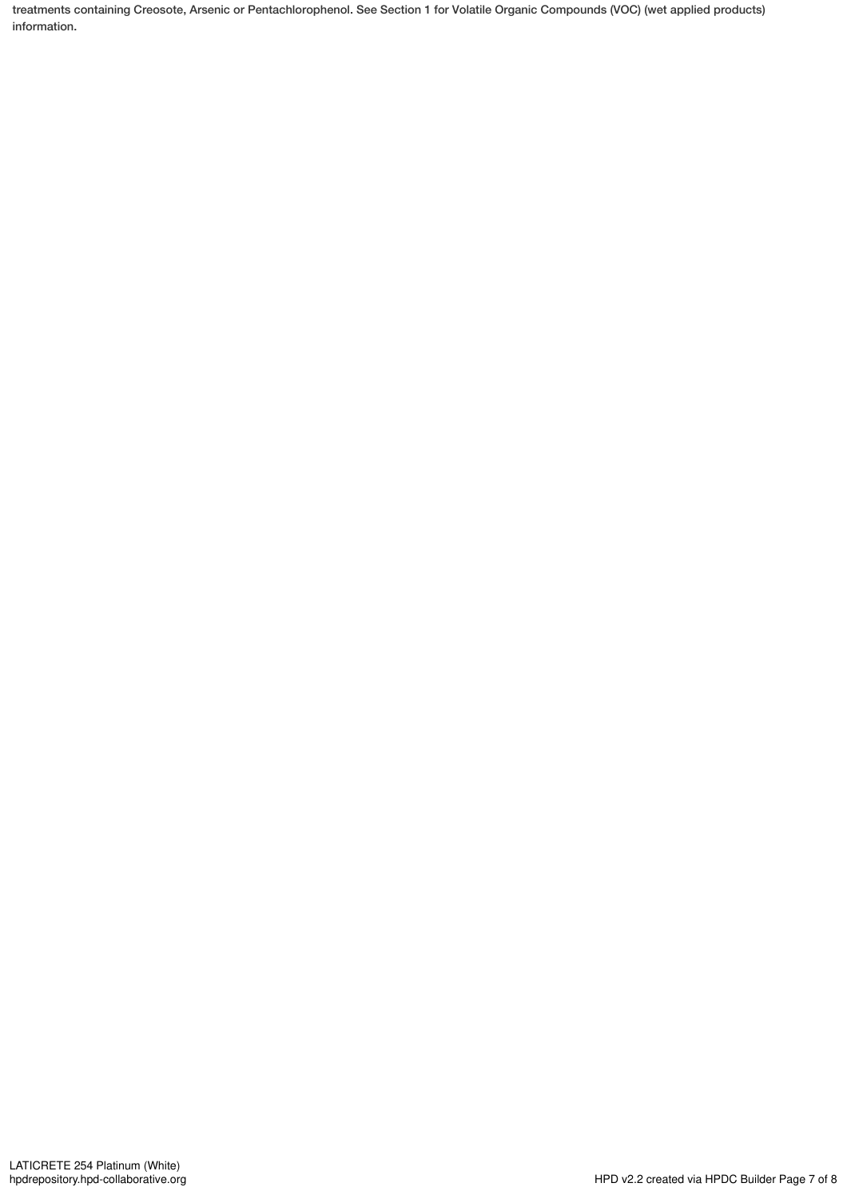treatments containing Creosote, Arsenic or Pentachlorophenol. See Section 1 for Volatile Organic Compounds (VOC) (wet applied products) information.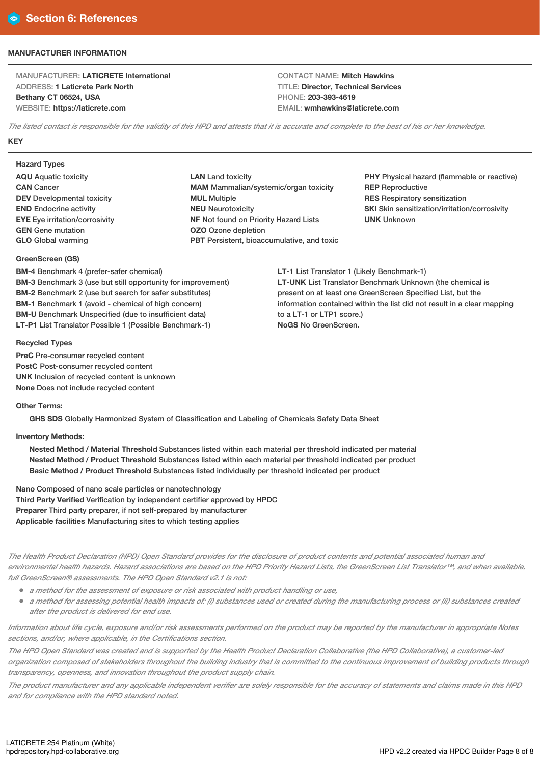## Section 6: References

### MANUFACTURER INFORMATION

MANUFACTURER: **LATICRETE International**
ADDRESS: **1 Laticrete Park North**
**Bethany CT 06524, USA**
WEBSITE: **https://laticrete.com**

CONTACT NAME: **Mitch Hawkins**
TITLE: **Director, Technical Services**
PHONE: **203-393-4619**
EMAIL: **wmhawkins@laticrete.com**

*The listed contact is responsible for the validity of this HPD and attests that it is accurate and complete to the best of his or her knowledge.*

### KEY

**Hazard Types**

**AQU** Aquatic toxicity
**CAN** Cancer
**DEV** Developmental toxicity
**END** Endocrine activity
**EYE** Eye irritation/corrosivity
**GEN** Gene mutation
**GLO** Global warming
**LAN** Land toxicity
**MAM** Mammalian/systemic/organ toxicity
**MUL** Multiple
**NEU** Neurotoxicity
**NF** Not found on Priority Hazard Lists
**OZO** Ozone depletion
**PBT** Persistent, bioaccumulative, and toxic
**PHY** Physical hazard (flammable or reactive)
**REP** Reproductive
**RES** Respiratory sensitization
**SKI** Skin sensitization/irritation/corrosivity
**UNK** Unknown

**GreenScreen (GS)**

**BM-4** Benchmark 4 (prefer-safer chemical)
**BM-3** Benchmark 3 (use but still opportunity for improvement)
**BM-2** Benchmark 2 (use but search for safer substitutes)
**BM-1** Benchmark 1 (avoid - chemical of high concern)
**BM-U** Benchmark Unspecified (due to insufficient data)
**LT-P1** List Translator Possible 1 (Possible Benchmark-1)
**LT-1** List Translator 1 (Likely Benchmark-1)
**LT-UNK** List Translator Benchmark Unknown (the chemical is present on at least one GreenScreen Specified List, but the information contained within the list did not result in a clear mapping to a LT-1 or LTP1 score.)
**NoGS** No GreenScreen.

**Recycled Types**

**PreC** Pre-consumer recycled content
**PostC** Post-consumer recycled content
**UNK** Inclusion of recycled content is unknown
**None** Does not include recycled content

**Other Terms:**

**GHS SDS** Globally Harmonized System of Classification and Labeling of Chemicals Safety Data Sheet

**Inventory Methods:**

**Nested Method / Material Threshold** Substances listed within each material per threshold indicated per material
**Nested Method / Product Threshold** Substances listed within each material per threshold indicated per product
**Basic Method / Product Threshold** Substances listed individually per threshold indicated per product

**Nano** Composed of nano scale particles or nanotechnology
**Third Party Verified** Verification by independent certifier approved by HPDC
**Preparer** Third party preparer, if not self-prepared by manufacturer
**Applicable facilities** Manufacturing sites to which testing applies

*The Health Product Declaration (HPD) Open Standard provides for the disclosure of product contents and potential associated human and environmental health hazards. Hazard associations are based on the HPD Priority Hazard Lists, the GreenScreen List Translator™, and when available, full GreenScreen® assessments. The HPD Open Standard v2.1 is not:*

- *a method for the assessment of exposure or risk associated with product handling or use,*
- *a method for assessing potential health impacts of: (i) substances used or created during the manufacturing process or (ii) substances created after the product is delivered for end use.*

*Information about life cycle, exposure and/or risk assessments performed on the product may be reported by the manufacturer in appropriate Notes sections, and/or, where applicable, in the Certifications section.*

*The HPD Open Standard was created and is supported by the Health Product Declaration Collaborative (the HPD Collaborative), a customer-led organization composed of stakeholders throughout the building industry that is committed to the continuous improvement of building products through transparency, openness, and innovation throughout the product supply chain.*

*The product manufacturer and any applicable independent verifier are solely responsible for the accuracy of statements and claims made in this HPD and for compliance with the HPD standard noted.*